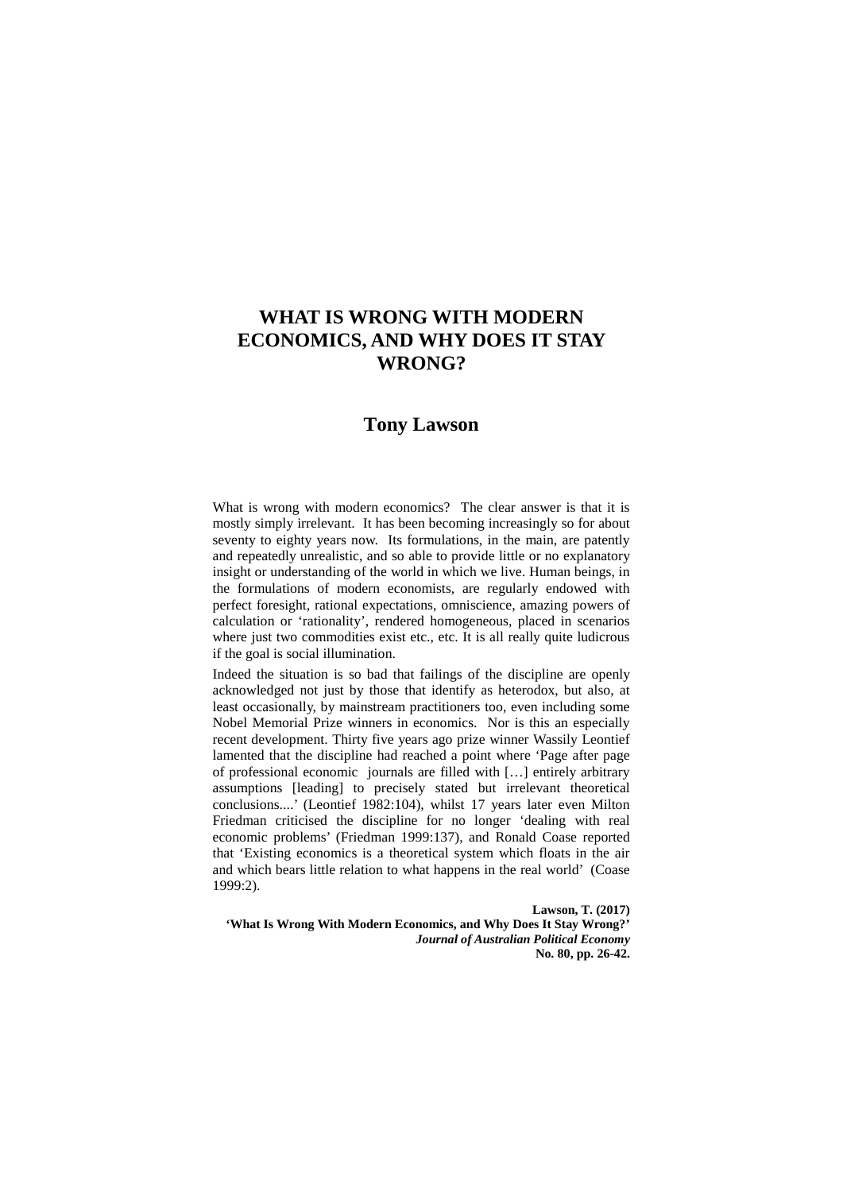# WHAT IS WRONG WITH MODERN ECONOMICS, AND WHY DOES IT STAY WRONG?

## Tony Lawson

What is wrong with modern economics? The clear answer is that it is mostly simply irrelevant. It has been becoming increasingly so for about seventy to eighty years now. Its formulations, in the main, are patently and repeatedly unrealistic, and so able to provide little or no explanatory insight or understanding of the world in which we live. Human beings, in the formulations of modern economists, are regularly endowed with perfect foresight, rational expectations, omniscience, amazing powers of calculation or 'rationality', rendered homogeneous, placed in scenarios where just two commodities exist etc., etc. It is all really quite ludicrous if the goal is social illumination.

Indeed the situation is so bad that failings of the discipline are openly acknowledged not just by those that identify as heterodox, but also, at least occasionally, by mainstream practitioners too, even including some Nobel Memorial Prize winners in economics. Nor is this an especially recent development. Thirty five years ago prize winner Wassily Leontief lamented that the discipline had reached a point where 'Page after page of professional economic journals are filled with […] entirely arbitrary assumptions [leading] to precisely stated but irrelevant theoretical conclusions....' (Leontief 1982:104), whilst 17 years later even Milton Friedman criticised the discipline for no longer 'dealing with real economic problems' (Friedman 1999:137), and Ronald Coase reported that 'Existing economics is a theoretical system which floats in the air and which bears little relation to what happens in the real world' (Coase 1999:2).

**Lawson, T. (2017)**
**'What Is Wrong With Modern Economics, and Why Does It Stay Wrong?'**
***Journal of Australian Political Economy***
**No. 80, pp. 26-42.**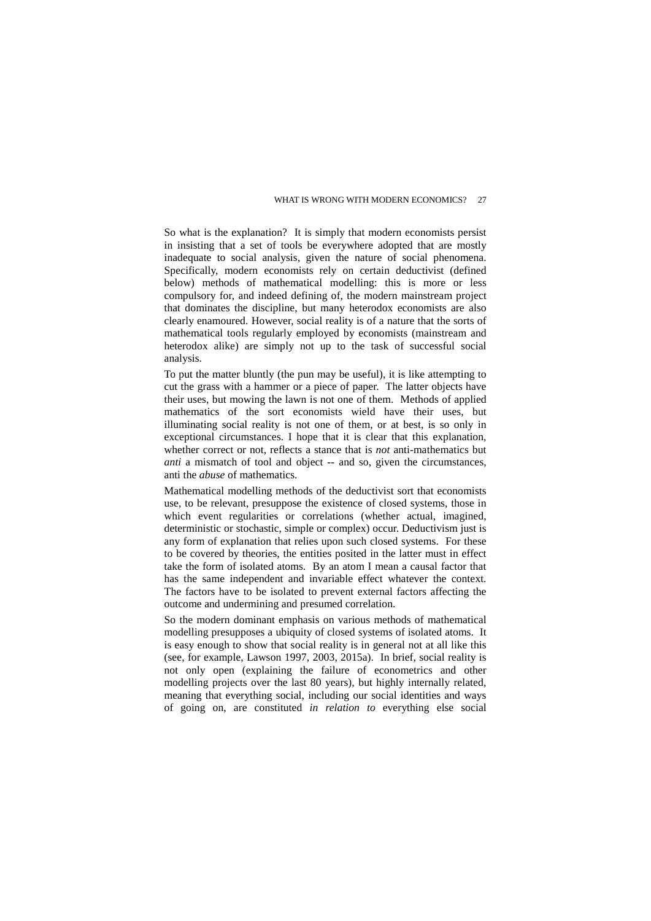So what is the explanation? It is simply that modern economists persist in insisting that a set of tools be everywhere adopted that are mostly inadequate to social analysis, given the nature of social phenomena. Specifically, modern economists rely on certain deductivist (defined below) methods of mathematical modelling: this is more or less compulsory for, and indeed defining of, the modern mainstream project that dominates the discipline, but many heterodox economists are also clearly enamoured. However, social reality is of a nature that the sorts of mathematical tools regularly employed by economists (mainstream and heterodox alike) are simply not up to the task of successful social analysis.

To put the matter bluntly (the pun may be useful), it is like attempting to cut the grass with a hammer or a piece of paper. The latter objects have their uses, but mowing the lawn is not one of them. Methods of applied mathematics of the sort economists wield have their uses, but illuminating social reality is not one of them, or at best, is so only in exceptional circumstances. I hope that it is clear that this explanation, whether correct or not, reflects a stance that is *not* anti-mathematics but *anti* a mismatch of tool and object -- and so, given the circumstances, anti the *abuse* of mathematics.

Mathematical modelling methods of the deductivist sort that economists use, to be relevant, presuppose the existence of closed systems, those in which event regularities or correlations (whether actual, imagined, deterministic or stochastic, simple or complex) occur. Deductivism just is any form of explanation that relies upon such closed systems. For these to be covered by theories, the entities posited in the latter must in effect take the form of isolated atoms. By an atom I mean a causal factor that has the same independent and invariable effect whatever the context. The factors have to be isolated to prevent external factors affecting the outcome and undermining and presumed correlation.

So the modern dominant emphasis on various methods of mathematical modelling presupposes a ubiquity of closed systems of isolated atoms. It is easy enough to show that social reality is in general not at all like this (see, for example, Lawson 1997, 2003, 2015a). In brief, social reality is not only open (explaining the failure of econometrics and other modelling projects over the last 80 years), but highly internally related, meaning that everything social, including our social identities and ways of going on, are constituted *in relation to* everything else social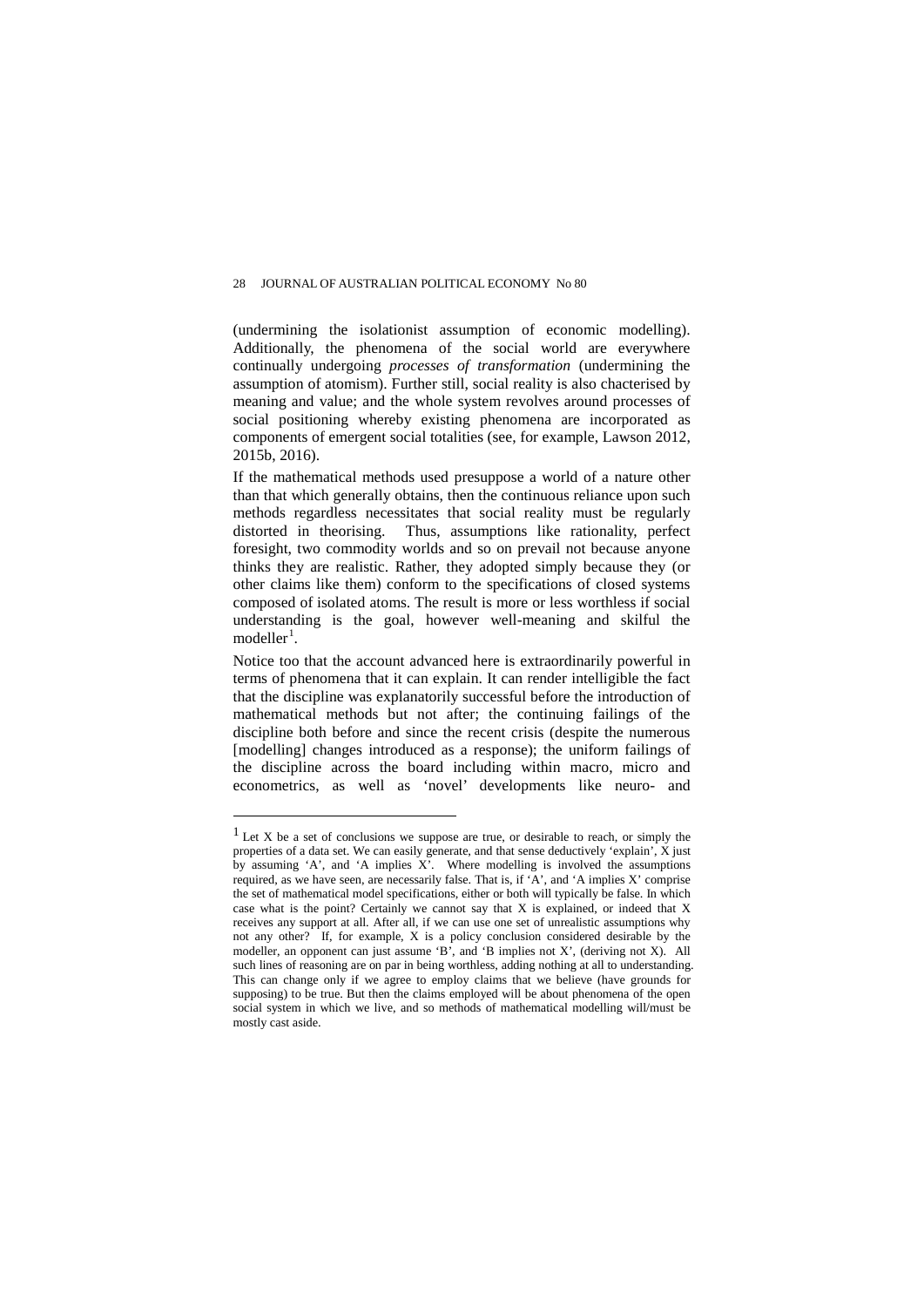(undermining the isolationist assumption of economic modelling). Additionally, the phenomena of the social world are everywhere continually undergoing *processes of transformation* (undermining the assumption of atomism). Further still, social reality is also chacterised by meaning and value; and the whole system revolves around processes of social positioning whereby existing phenomena are incorporated as components of emergent social totalities (see, for example, Lawson 2012, 2015b, 2016).

If the mathematical methods used presuppose a world of a nature other than that which generally obtains, then the continuous reliance upon such methods regardless necessitates that social reality must be regularly distorted in theorising. Thus, assumptions like rationality, perfect foresight, two commodity worlds and so on prevail not because anyone thinks they are realistic. Rather, they adopted simply because they (or other claims like them) conform to the specifications of closed systems composed of isolated atoms. The result is more or less worthless if social understanding is the goal, however well-meaning and skilful the modeller[1].

Notice too that the account advanced here is extraordinarily powerful in terms of phenomena that it can explain. It can render intelligible the fact that the discipline was explanatorily successful before the introduction of mathematical methods but not after; the continuing failings of the discipline both before and since the recent crisis (despite the numerous [modelling] changes introduced as a response); the uniform failings of the discipline across the board including within macro, micro and econometrics, as well as 'novel' developments like neuro- and

---

[1] Let X be a set of conclusions we suppose are true, or desirable to reach, or simply the properties of a data set. We can easily generate, and that sense deductively 'explain', X just by assuming 'A', and 'A implies X'. Where modelling is involved the assumptions required, as we have seen, are necessarily false. That is, if 'A', and 'A implies X' comprise the set of mathematical model specifications, either or both will typically be false. In which case what is the point? Certainly we cannot say that X is explained, or indeed that X receives any support at all. After all, if we can use one set of unrealistic assumptions why not any other? If, for example, X is a policy conclusion considered desirable by the modeller, an opponent can just assume 'B', and 'B implies not X', (deriving not X). All such lines of reasoning are on par in being worthless, adding nothing at all to understanding. This can change only if we agree to employ claims that we believe (have grounds for supposing) to be true. But then the claims employed will be about phenomena of the open social system in which we live, and so methods of mathematical modelling will/must be mostly cast aside.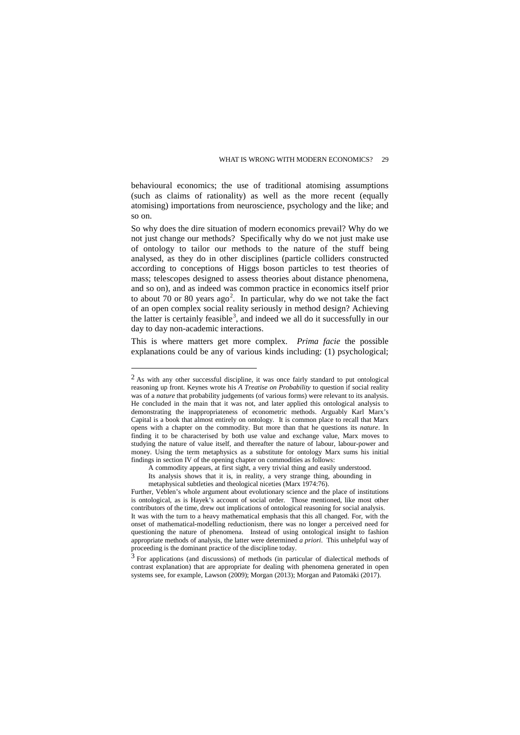behavioural economics; the use of traditional atomising assumptions (such as claims of rationality) as well as the more recent (equally atomising) importations from neuroscience, psychology and the like; and so on.

So why does the dire situation of modern economics prevail? Why do we not just change our methods? Specifically why do we not just make use of ontology to tailor our methods to the nature of the stuff being analysed, as they do in other disciplines (particle colliders constructed according to conceptions of Higgs boson particles to test theories of mass; telescopes designed to assess theories about distance phenomena, and so on), and as indeed was common practice in economics itself prior to about 70 or 80 years ago[2]. In particular, why do we not take the fact of an open complex social reality seriously in method design? Achieving the latter is certainly feasible[3], and indeed we all do it successfully in our day to day non-academic interactions.

This is where matters get more complex. *Prima facie* the possible explanations could be any of various kinds including: (1) psychological;

---

[2] As with any other successful discipline, it was once fairly standard to put ontological reasoning up front. Keynes wrote his *A Treatise on Probability* to question if social reality was of a *nature* that probability judgements (of various forms) were relevant to its analysis. He concluded in the main that it was not, and later applied this ontological analysis to demonstrating the inappropriateness of econometric methods. Arguably Karl Marx's Capital is a book that almost entirely on ontology. It is common place to recall that Marx opens with a chapter on the commodity. But more than that he questions its *nature*. In finding it to be characterised by both use value and exchange value, Marx moves to studying the nature of value itself, and thereafter the nature of labour, labour-power and money. Using the term metaphysics as a substitute for ontology Marx sums his initial findings in section IV of the opening chapter on commodities as follows:

> A commodity appears, at first sight, a very trivial thing and easily understood. Its analysis shows that it is, in reality, a very strange thing, abounding in metaphysical subtleties and theological niceties (Marx 1974:76).

Further, Veblen's whole argument about evolutionary science and the place of institutions is ontological, as is Hayek's account of social order. Those mentioned, like most other contributors of the time, drew out implications of ontological reasoning for social analysis. It was with the turn to a heavy mathematical emphasis that this all changed. For, with the onset of mathematical-modelling reductionism, there was no longer a perceived need for questioning the nature of phenomena. Instead of using ontological insight to fashion appropriate methods of analysis, the latter were determined *a priori*. This unhelpful way of proceeding is the dominant practice of the discipline today.

[3] For applications (and discussions) of methods (in particular of dialectical methods of contrast explanation) that are appropriate for dealing with phenomena generated in open systems see, for example, Lawson (2009); Morgan (2013); Morgan and Patomäki (2017).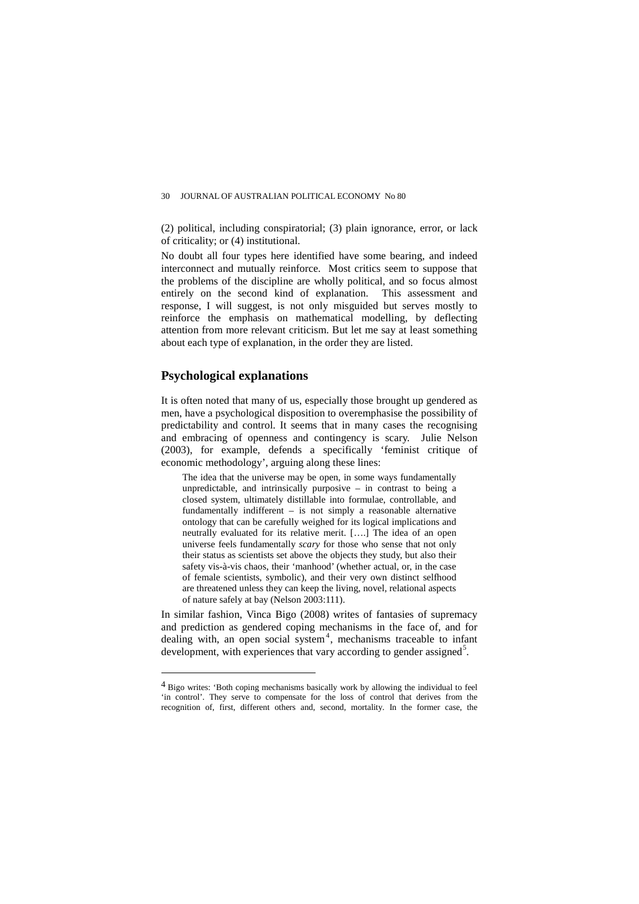(2) political, including conspiratorial; (3) plain ignorance, error, or lack of criticality; or (4) institutional.

No doubt all four types here identified have some bearing, and indeed interconnect and mutually reinforce. Most critics seem to suppose that the problems of the discipline are wholly political, and so focus almost entirely on the second kind of explanation. This assessment and response, I will suggest, is not only misguided but serves mostly to reinforce the emphasis on mathematical modelling, by deflecting attention from more relevant criticism. But let me say at least something about each type of explanation, in the order they are listed.

## Psychological explanations

It is often noted that many of us, especially those brought up gendered as men, have a psychological disposition to overemphasise the possibility of predictability and control. It seems that in many cases the recognising and embracing of openness and contingency is scary. Julie Nelson (2003), for example, defends a specifically 'feminist critique of economic methodology', arguing along these lines:

> The idea that the universe may be open, in some ways fundamentally unpredictable, and intrinsically purposive – in contrast to being a closed system, ultimately distillable into formulae, controllable, and fundamentally indifferent – is not simply a reasonable alternative ontology that can be carefully weighed for its logical implications and neutrally evaluated for its relative merit. [….] The idea of an open universe feels fundamentally *scary* for those who sense that not only their status as scientists set above the objects they study, but also their safety vis-à-vis chaos, their 'manhood' (whether actual, or, in the case of female scientists, symbolic), and their very own distinct selfhood are threatened unless they can keep the living, novel, relational aspects of nature safely at bay (Nelson 2003:111).

In similar fashion, Vinca Bigo (2008) writes of fantasies of supremacy and prediction as gendered coping mechanisms in the face of, and for dealing with, an open social system[4], mechanisms traceable to infant development, with experiences that vary according to gender assigned[5].

---

[4] Bigo writes: 'Both coping mechanisms basically work by allowing the individual to feel 'in control'. They serve to compensate for the loss of control that derives from the recognition of, first, different others and, second, mortality. In the former case, the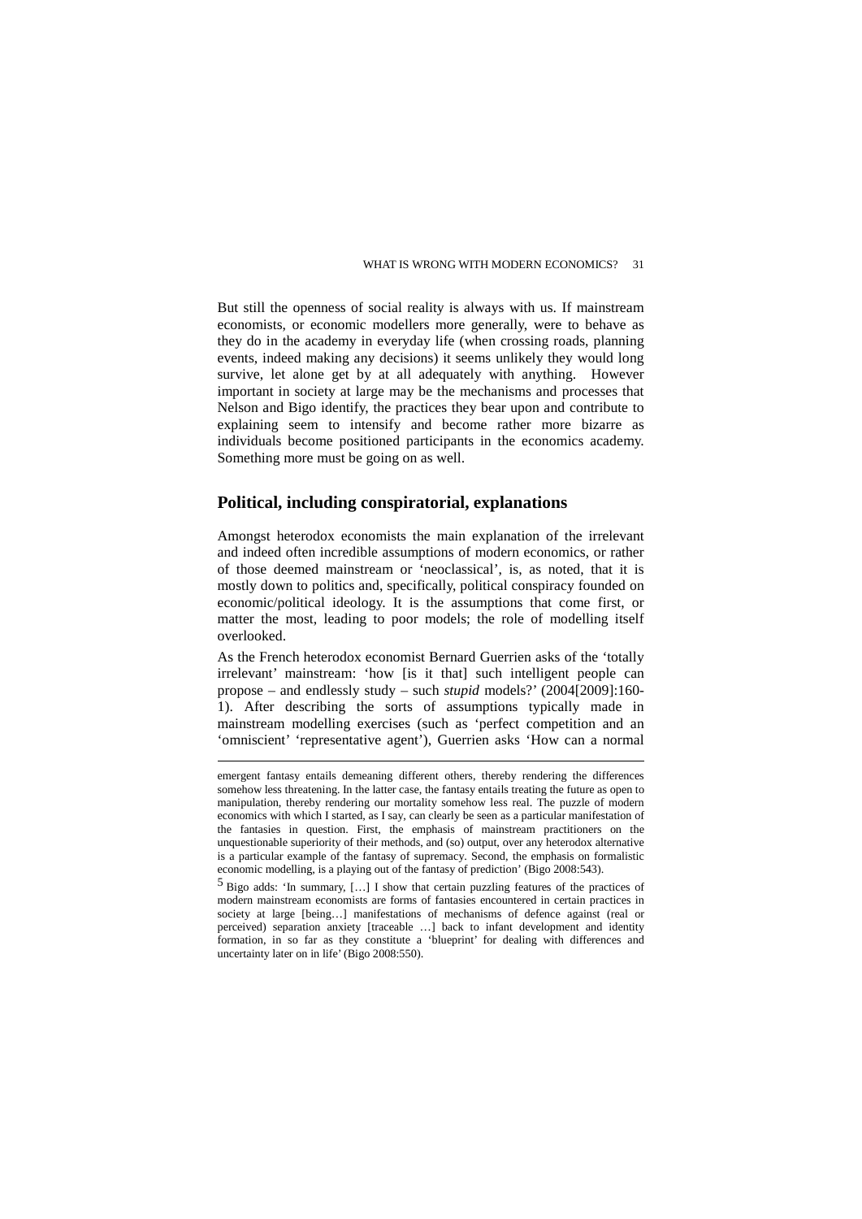But still the openness of social reality is always with us. If mainstream economists, or economic modellers more generally, were to behave as they do in the academy in everyday life (when crossing roads, planning events, indeed making any decisions) it seems unlikely they would long survive, let alone get by at all adequately with anything. However important in society at large may be the mechanisms and processes that Nelson and Bigo identify, the practices they bear upon and contribute to explaining seem to intensify and become rather more bizarre as individuals become positioned participants in the economics academy. Something more must be going on as well.

## Political, including conspiratorial, explanations

Amongst heterodox economists the main explanation of the irrelevant and indeed often incredible assumptions of modern economics, or rather of those deemed mainstream or 'neoclassical', is, as noted, that it is mostly down to politics and, specifically, political conspiracy founded on economic/political ideology. It is the assumptions that come first, or matter the most, leading to poor models; the role of modelling itself overlooked.

As the French heterodox economist Bernard Guerrien asks of the 'totally irrelevant' mainstream: 'how [is it that] such intelligent people can propose – and endlessly study – such *stupid* models?' (2004[2009]:160-1). After describing the sorts of assumptions typically made in mainstream modelling exercises (such as 'perfect competition and an 'omniscient' 'representative agent'), Guerrien asks 'How can a normal

---

emergent fantasy entails demeaning different others, thereby rendering the differences somehow less threatening. In the latter case, the fantasy entails treating the future as open to manipulation, thereby rendering our mortality somehow less real. The puzzle of modern economics with which I started, as I say, can clearly be seen as a particular manifestation of the fantasies in question. First, the emphasis of mainstream practitioners on the unquestionable superiority of their methods, and (so) output, over any heterodox alternative is a particular example of the fantasy of supremacy. Second, the emphasis on formalistic economic modelling, is a playing out of the fantasy of prediction' (Bigo 2008:543).

[5] Bigo adds: 'In summary, […] I show that certain puzzling features of the practices of modern mainstream economists are forms of fantasies encountered in certain practices in society at large [being…] manifestations of mechanisms of defence against (real or perceived) separation anxiety [traceable …] back to infant development and identity formation, in so far as they constitute a 'blueprint' for dealing with differences and uncertainty later on in life' (Bigo 2008:550).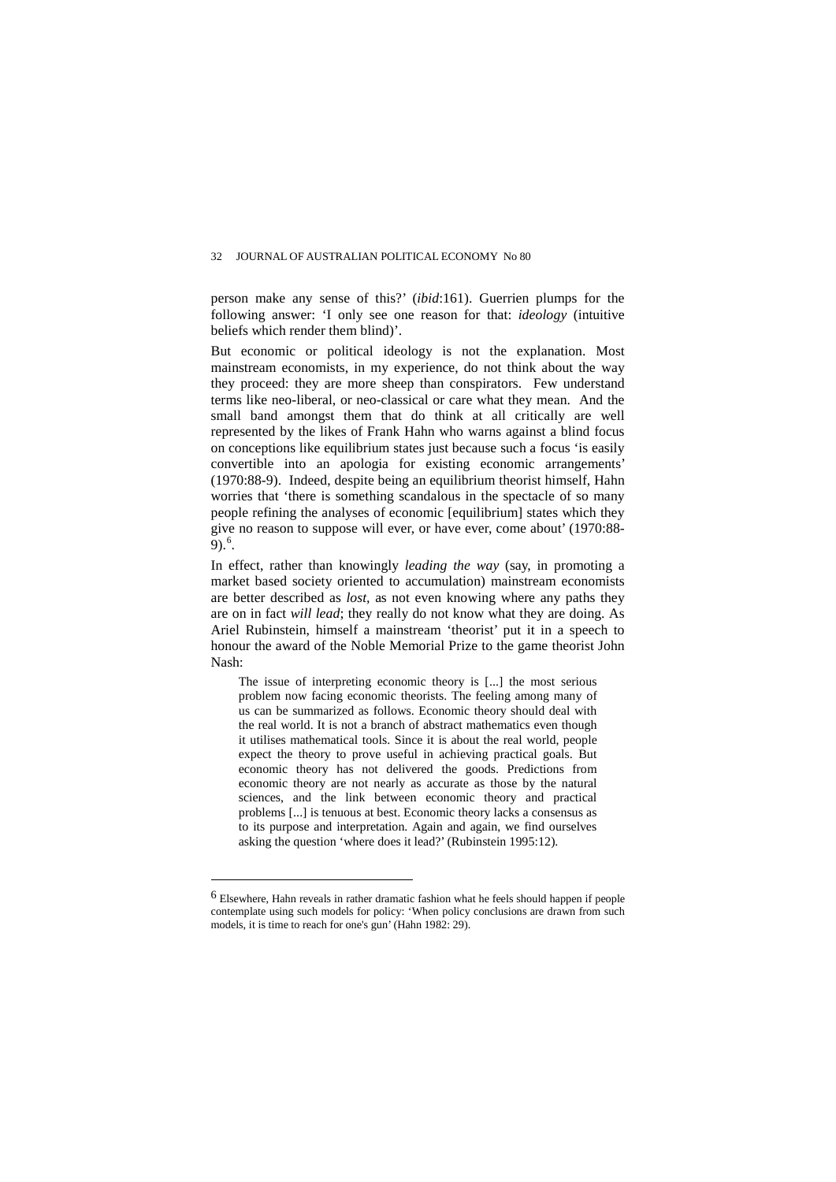person make any sense of this?' (*ibid*:161). Guerrien plumps for the following answer: 'I only see one reason for that: *ideology* (intuitive beliefs which render them blind)'.

But economic or political ideology is not the explanation. Most mainstream economists, in my experience, do not think about the way they proceed: they are more sheep than conspirators. Few understand terms like neo-liberal, or neo-classical or care what they mean. And the small band amongst them that do think at all critically are well represented by the likes of Frank Hahn who warns against a blind focus on conceptions like equilibrium states just because such a focus 'is easily convertible into an apologia for existing economic arrangements' (1970:88-9). Indeed, despite being an equilibrium theorist himself, Hahn worries that 'there is something scandalous in the spectacle of so many people refining the analyses of economic [equilibrium] states which they give no reason to suppose will ever, or have ever, come about' (1970:88-9).[6].

In effect, rather than knowingly *leading the way* (say, in promoting a market based society oriented to accumulation) mainstream economists are better described as *lost*, as not even knowing where any paths they are on in fact *will lead*; they really do not know what they are doing. As Ariel Rubinstein, himself a mainstream 'theorist' put it in a speech to honour the award of the Noble Memorial Prize to the game theorist John Nash:

> The issue of interpreting economic theory is [...] the most serious problem now facing economic theorists. The feeling among many of us can be summarized as follows. Economic theory should deal with the real world. It is not a branch of abstract mathematics even though it utilises mathematical tools. Since it is about the real world, people expect the theory to prove useful in achieving practical goals. But economic theory has not delivered the goods. Predictions from economic theory are not nearly as accurate as those by the natural sciences, and the link between economic theory and practical problems [...] is tenuous at best. Economic theory lacks a consensus as to its purpose and interpretation. Again and again, we find ourselves asking the question 'where does it lead?' (Rubinstein 1995:12).

---

[6] Elsewhere, Hahn reveals in rather dramatic fashion what he feels should happen if people contemplate using such models for policy: 'When policy conclusions are drawn from such models, it is time to reach for one's gun' (Hahn 1982: 29).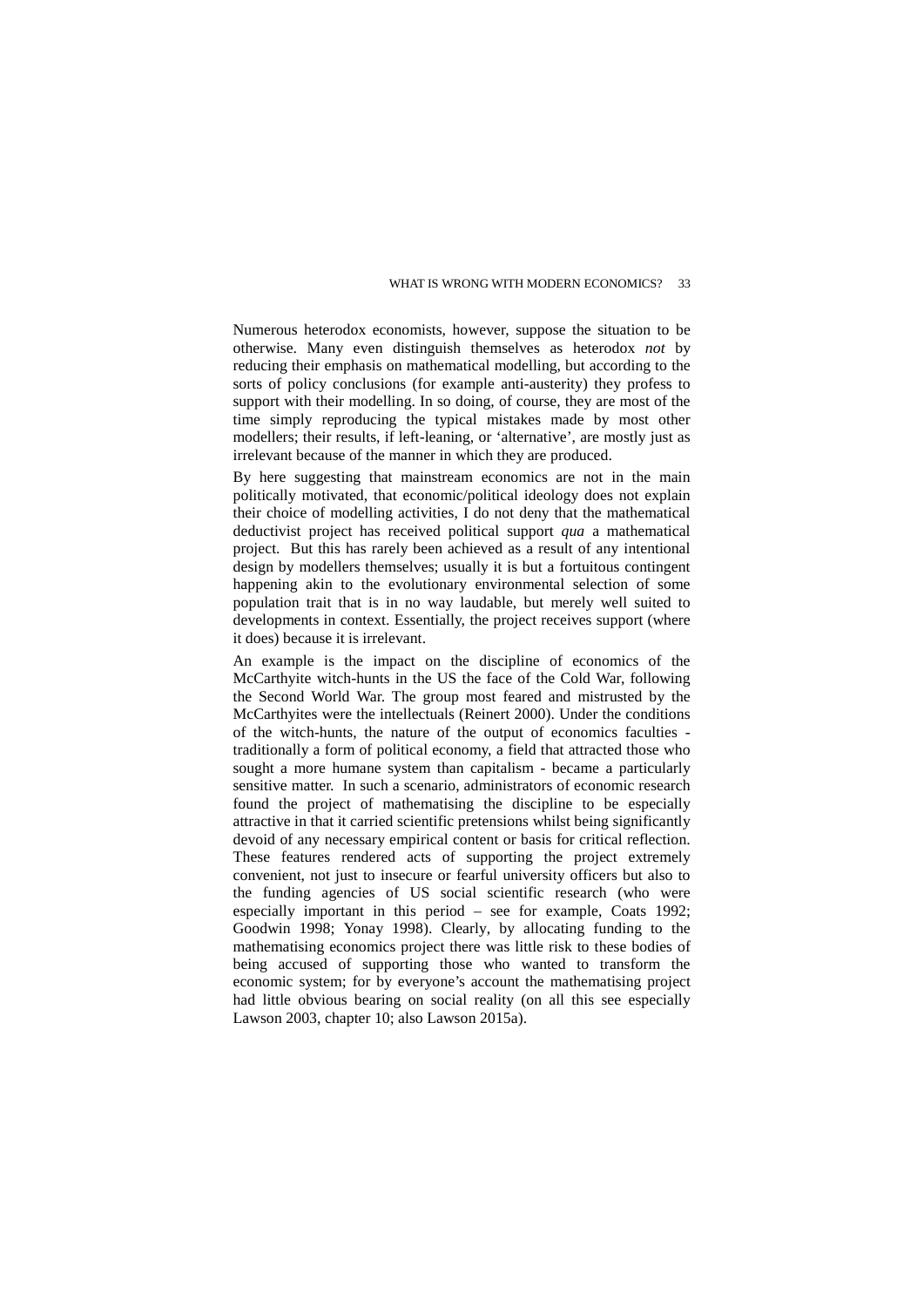Numerous heterodox economists, however, suppose the situation to be otherwise. Many even distinguish themselves as heterodox *not* by reducing their emphasis on mathematical modelling, but according to the sorts of policy conclusions (for example anti-austerity) they profess to support with their modelling. In so doing, of course, they are most of the time simply reproducing the typical mistakes made by most other modellers; their results, if left-leaning, or 'alternative', are mostly just as irrelevant because of the manner in which they are produced.

By here suggesting that mainstream economics are not in the main politically motivated, that economic/political ideology does not explain their choice of modelling activities, I do not deny that the mathematical deductivist project has received political support *qua* a mathematical project. But this has rarely been achieved as a result of any intentional design by modellers themselves; usually it is but a fortuitous contingent happening akin to the evolutionary environmental selection of some population trait that is in no way laudable, but merely well suited to developments in context. Essentially, the project receives support (where it does) because it is irrelevant.

An example is the impact on the discipline of economics of the McCarthyite witch-hunts in the US the face of the Cold War, following the Second World War. The group most feared and mistrusted by the McCarthyites were the intellectuals (Reinert 2000). Under the conditions of the witch-hunts, the nature of the output of economics faculties - traditionally a form of political economy, a field that attracted those who sought a more humane system than capitalism - became a particularly sensitive matter. In such a scenario, administrators of economic research found the project of mathematising the discipline to be especially attractive in that it carried scientific pretensions whilst being significantly devoid of any necessary empirical content or basis for critical reflection. These features rendered acts of supporting the project extremely convenient, not just to insecure or fearful university officers but also to the funding agencies of US social scientific research (who were especially important in this period – see for example, Coats 1992; Goodwin 1998; Yonay 1998). Clearly, by allocating funding to the mathematising economics project there was little risk to these bodies of being accused of supporting those who wanted to transform the economic system; for by everyone's account the mathematising project had little obvious bearing on social reality (on all this see especially Lawson 2003, chapter 10; also Lawson 2015a).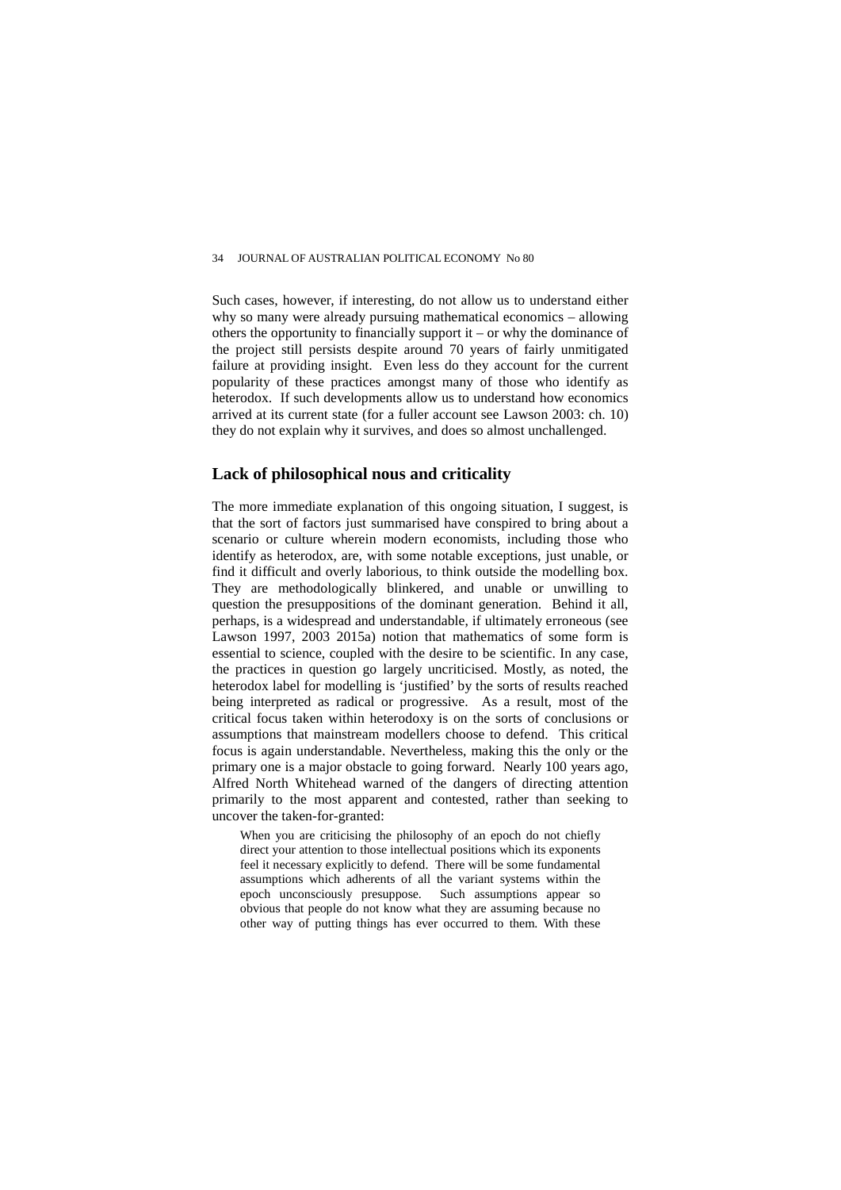Such cases, however, if interesting, do not allow us to understand either why so many were already pursuing mathematical economics – allowing others the opportunity to financially support it – or why the dominance of the project still persists despite around 70 years of fairly unmitigated failure at providing insight. Even less do they account for the current popularity of these practices amongst many of those who identify as heterodox. If such developments allow us to understand how economics arrived at its current state (for a fuller account see Lawson 2003: ch. 10) they do not explain why it survives, and does so almost unchallenged.

## Lack of philosophical nous and criticality

The more immediate explanation of this ongoing situation, I suggest, is that the sort of factors just summarised have conspired to bring about a scenario or culture wherein modern economists, including those who identify as heterodox, are, with some notable exceptions, just unable, or find it difficult and overly laborious, to think outside the modelling box. They are methodologically blinkered, and unable or unwilling to question the presuppositions of the dominant generation. Behind it all, perhaps, is a widespread and understandable, if ultimately erroneous (see Lawson 1997, 2003 2015a) notion that mathematics of some form is essential to science, coupled with the desire to be scientific. In any case, the practices in question go largely uncriticised. Mostly, as noted, the heterodox label for modelling is 'justified' by the sorts of results reached being interpreted as radical or progressive. As a result, most of the critical focus taken within heterodoxy is on the sorts of conclusions or assumptions that mainstream modellers choose to defend. This critical focus is again understandable. Nevertheless, making this the only or the primary one is a major obstacle to going forward. Nearly 100 years ago, Alfred North Whitehead warned of the dangers of directing attention primarily to the most apparent and contested, rather than seeking to uncover the taken-for-granted:

> When you are criticising the philosophy of an epoch do not chiefly direct your attention to those intellectual positions which its exponents feel it necessary explicitly to defend. There will be some fundamental assumptions which adherents of all the variant systems within the epoch unconsciously presuppose. Such assumptions appear so obvious that people do not know what they are assuming because no other way of putting things has ever occurred to them. With these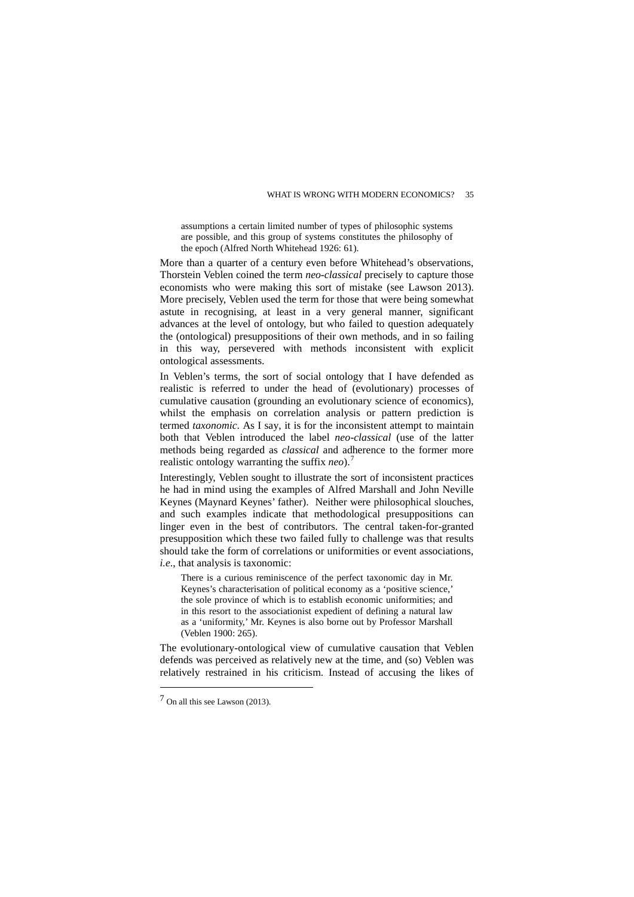> assumptions a certain limited number of types of philosophic systems are possible, and this group of systems constitutes the philosophy of the epoch (Alfred North Whitehead 1926: 61).

More than a quarter of a century even before Whitehead's observations, Thorstein Veblen coined the term *neo-classical* precisely to capture those economists who were making this sort of mistake (see Lawson 2013). More precisely, Veblen used the term for those that were being somewhat astute in recognising, at least in a very general manner, significant advances at the level of ontology, but who failed to question adequately the (ontological) presuppositions of their own methods, and in so failing in this way, persevered with methods inconsistent with explicit ontological assessments.

In Veblen's terms, the sort of social ontology that I have defended as realistic is referred to under the head of (evolutionary) processes of cumulative causation (grounding an evolutionary science of economics), whilst the emphasis on correlation analysis or pattern prediction is termed *taxonomic*. As I say, it is for the inconsistent attempt to maintain both that Veblen introduced the label *neo-classical* (use of the latter methods being regarded as *classical* and adherence to the former more realistic ontology warranting the suffix *neo*).[7]

Interestingly, Veblen sought to illustrate the sort of inconsistent practices he had in mind using the examples of Alfred Marshall and John Neville Keynes (Maynard Keynes' father). Neither were philosophical slouches, and such examples indicate that methodological presuppositions can linger even in the best of contributors. The central taken-for-granted presupposition which these two failed fully to challenge was that results should take the form of correlations or uniformities or event associations, *i.e*., that analysis is taxonomic:

> There is a curious reminiscence of the perfect taxonomic day in Mr. Keynes's characterisation of political economy as a 'positive science,' the sole province of which is to establish economic uniformities; and in this resort to the associationist expedient of defining a natural law as a 'uniformity,' Mr. Keynes is also borne out by Professor Marshall (Veblen 1900: 265).

The evolutionary-ontological view of cumulative causation that Veblen defends was perceived as relatively new at the time, and (so) Veblen was relatively restrained in his criticism. Instead of accusing the likes of

---

[7] On all this see Lawson (2013).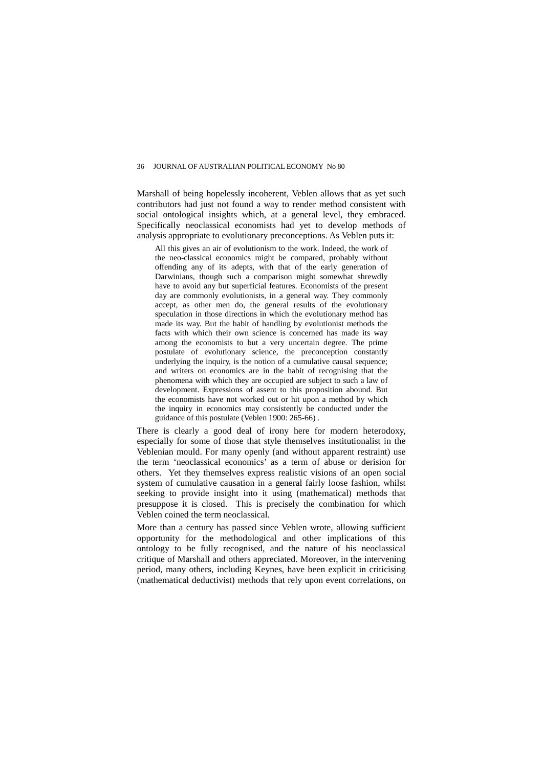Marshall of being hopelessly incoherent, Veblen allows that as yet such contributors had just not found a way to render method consistent with social ontological insights which, at a general level, they embraced. Specifically neoclassical economists had yet to develop methods of analysis appropriate to evolutionary preconceptions. As Veblen puts it:

> All this gives an air of evolutionism to the work. Indeed, the work of the neo-classical economics might be compared, probably without offending any of its adepts, with that of the early generation of Darwinians, though such a comparison might somewhat shrewdly have to avoid any but superficial features. Economists of the present day are commonly evolutionists, in a general way. They commonly accept, as other men do, the general results of the evolutionary speculation in those directions in which the evolutionary method has made its way. But the habit of handling by evolutionist methods the facts with which their own science is concerned has made its way among the economists to but a very uncertain degree. The prime postulate of evolutionary science, the preconception constantly underlying the inquiry, is the notion of a cumulative causal sequence; and writers on economics are in the habit of recognising that the phenomena with which they are occupied are subject to such a law of development. Expressions of assent to this proposition abound. But the economists have not worked out or hit upon a method by which the inquiry in economics may consistently be conducted under the guidance of this postulate (Veblen 1900: 265-66) .

There is clearly a good deal of irony here for modern heterodoxy, especially for some of those that style themselves institutionalist in the Veblenian mould. For many openly (and without apparent restraint) use the term 'neoclassical economics' as a term of abuse or derision for others. Yet they themselves express realistic visions of an open social system of cumulative causation in a general fairly loose fashion, whilst seeking to provide insight into it using (mathematical) methods that presuppose it is closed. This is precisely the combination for which Veblen coined the term neoclassical.

More than a century has passed since Veblen wrote, allowing sufficient opportunity for the methodological and other implications of this ontology to be fully recognised, and the nature of his neoclassical critique of Marshall and others appreciated. Moreover, in the intervening period, many others, including Keynes, have been explicit in criticising (mathematical deductivist) methods that rely upon event correlations, on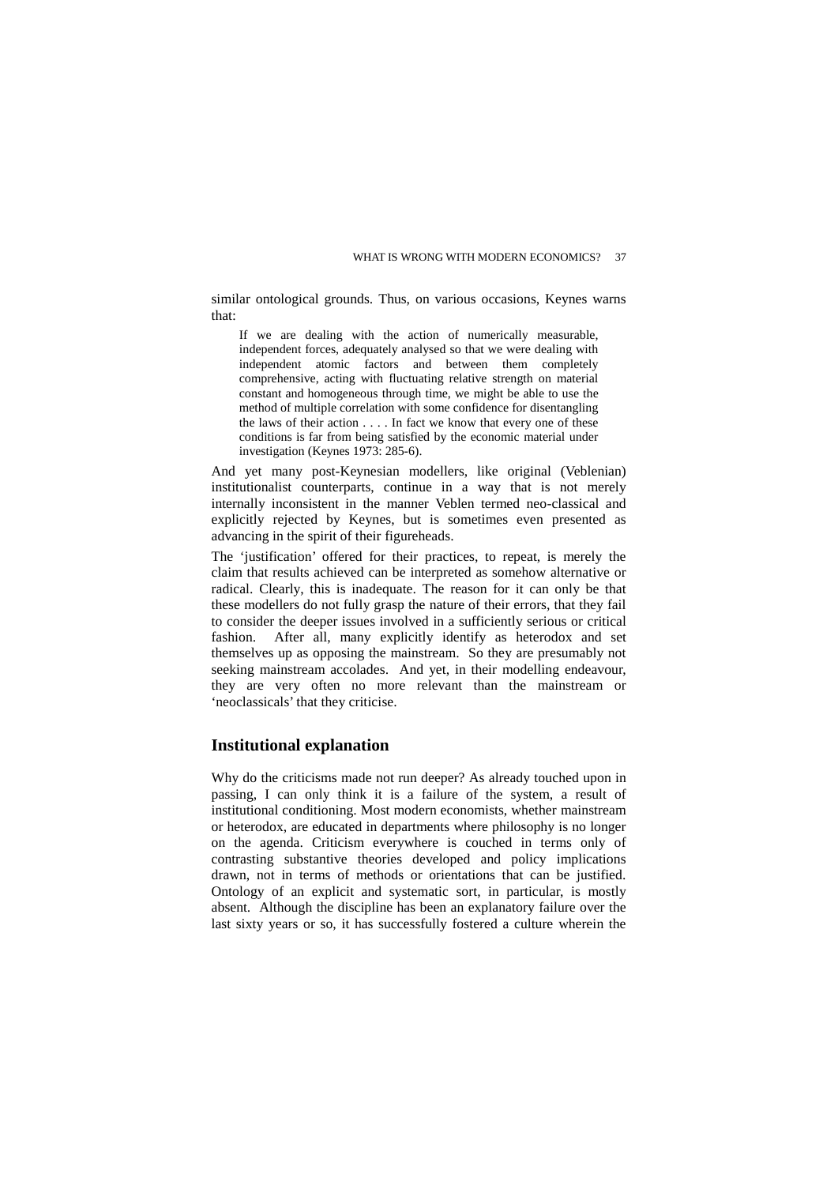similar ontological grounds. Thus, on various occasions, Keynes warns that:

> If we are dealing with the action of numerically measurable, independent forces, adequately analysed so that we were dealing with independent atomic factors and between them completely comprehensive, acting with fluctuating relative strength on material constant and homogeneous through time, we might be able to use the method of multiple correlation with some confidence for disentangling the laws of their action . . . . In fact we know that every one of these conditions is far from being satisfied by the economic material under investigation (Keynes 1973: 285-6).

And yet many post-Keynesian modellers, like original (Veblenian) institutionalist counterparts, continue in a way that is not merely internally inconsistent in the manner Veblen termed neo-classical and explicitly rejected by Keynes, but is sometimes even presented as advancing in the spirit of their figureheads.

The 'justification' offered for their practices, to repeat, is merely the claim that results achieved can be interpreted as somehow alternative or radical. Clearly, this is inadequate. The reason for it can only be that these modellers do not fully grasp the nature of their errors, that they fail to consider the deeper issues involved in a sufficiently serious or critical fashion. After all, many explicitly identify as heterodox and set themselves up as opposing the mainstream. So they are presumably not seeking mainstream accolades. And yet, in their modelling endeavour, they are very often no more relevant than the mainstream or 'neoclassicals' that they criticise.

## Institutional explanation

Why do the criticisms made not run deeper? As already touched upon in passing, I can only think it is a failure of the system, a result of institutional conditioning. Most modern economists, whether mainstream or heterodox, are educated in departments where philosophy is no longer on the agenda. Criticism everywhere is couched in terms only of contrasting substantive theories developed and policy implications drawn, not in terms of methods or orientations that can be justified. Ontology of an explicit and systematic sort, in particular, is mostly absent. Although the discipline has been an explanatory failure over the last sixty years or so, it has successfully fostered a culture wherein the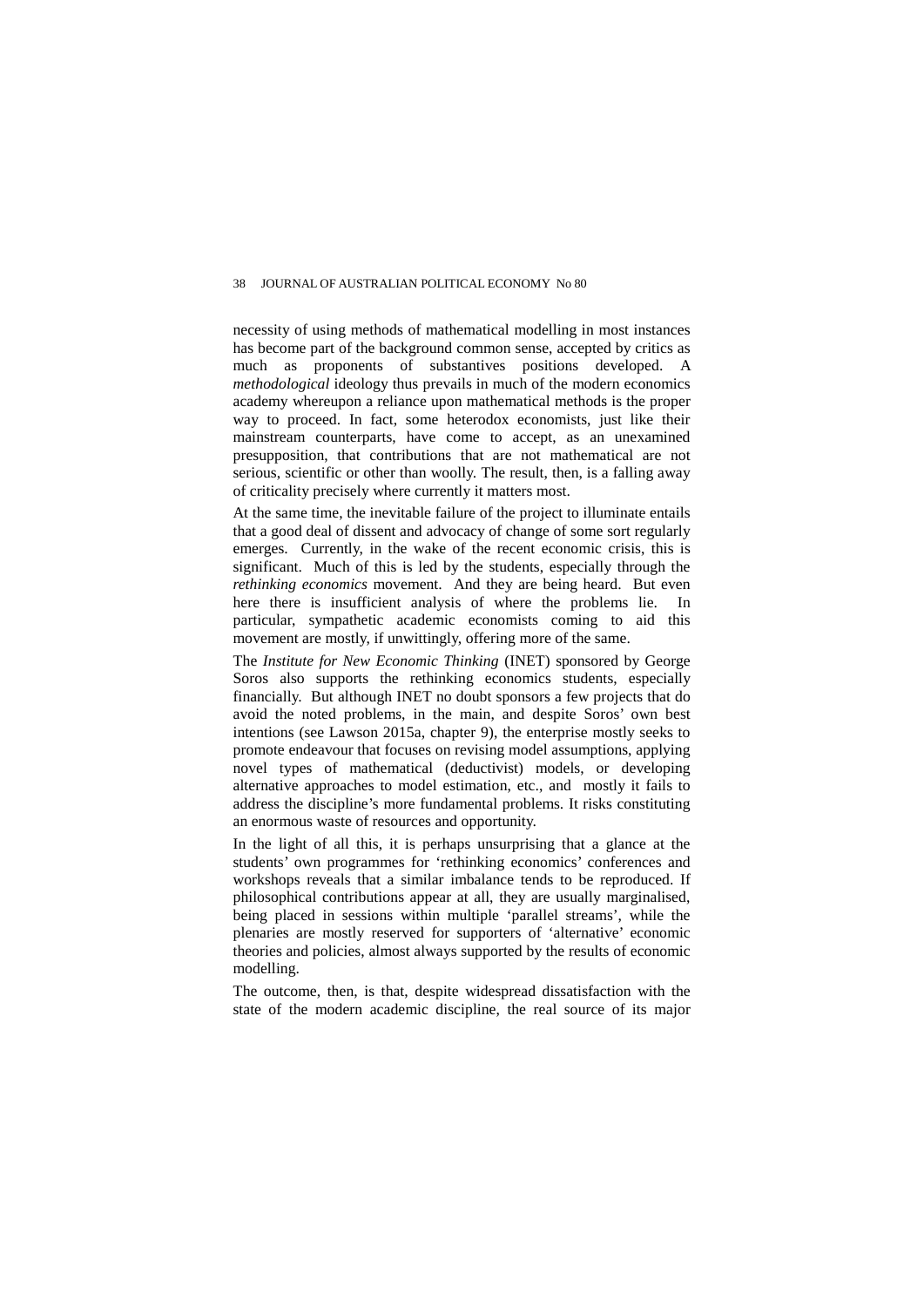necessity of using methods of mathematical modelling in most instances has become part of the background common sense, accepted by critics as much as proponents of substantives positions developed. A *methodological* ideology thus prevails in much of the modern economics academy whereupon a reliance upon mathematical methods is the proper way to proceed. In fact, some heterodox economists, just like their mainstream counterparts, have come to accept, as an unexamined presupposition, that contributions that are not mathematical are not serious, scientific or other than woolly. The result, then, is a falling away of criticality precisely where currently it matters most.

At the same time, the inevitable failure of the project to illuminate entails that a good deal of dissent and advocacy of change of some sort regularly emerges. Currently, in the wake of the recent economic crisis, this is significant. Much of this is led by the students, especially through the *rethinking economics* movement. And they are being heard. But even here there is insufficient analysis of where the problems lie. In particular, sympathetic academic economists coming to aid this movement are mostly, if unwittingly, offering more of the same.

The *Institute for New Economic Thinking* (INET) sponsored by George Soros also supports the rethinking economics students, especially financially. But although INET no doubt sponsors a few projects that do avoid the noted problems, in the main, and despite Soros' own best intentions (see Lawson 2015a, chapter 9), the enterprise mostly seeks to promote endeavour that focuses on revising model assumptions, applying novel types of mathematical (deductivist) models, or developing alternative approaches to model estimation, etc., and mostly it fails to address the discipline's more fundamental problems. It risks constituting an enormous waste of resources and opportunity.

In the light of all this, it is perhaps unsurprising that a glance at the students' own programmes for 'rethinking economics' conferences and workshops reveals that a similar imbalance tends to be reproduced. If philosophical contributions appear at all, they are usually marginalised, being placed in sessions within multiple 'parallel streams', while the plenaries are mostly reserved for supporters of 'alternative' economic theories and policies, almost always supported by the results of economic modelling.

The outcome, then, is that, despite widespread dissatisfaction with the state of the modern academic discipline, the real source of its major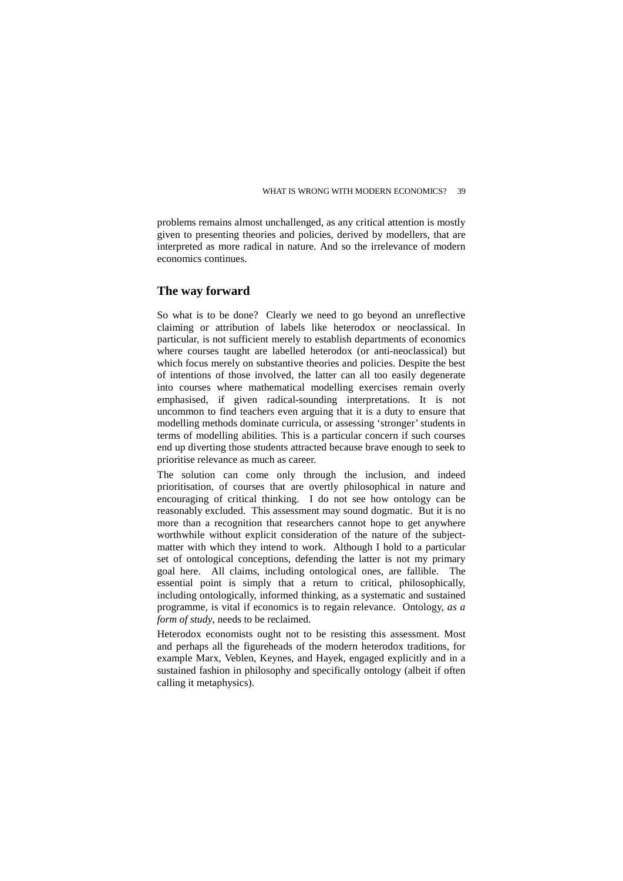problems remains almost unchallenged, as any critical attention is mostly given to presenting theories and policies, derived by modellers, that are interpreted as more radical in nature. And so the irrelevance of modern economics continues.

## The way forward

So what is to be done? Clearly we need to go beyond an unreflective claiming or attribution of labels like heterodox or neoclassical. In particular, is not sufficient merely to establish departments of economics where courses taught are labelled heterodox (or anti-neoclassical) but which focus merely on substantive theories and policies. Despite the best of intentions of those involved, the latter can all too easily degenerate into courses where mathematical modelling exercises remain overly emphasised, if given radical-sounding interpretations. It is not uncommon to find teachers even arguing that it is a duty to ensure that modelling methods dominate curricula, or assessing 'stronger' students in terms of modelling abilities. This is a particular concern if such courses end up diverting those students attracted because brave enough to seek to prioritise relevance as much as career.

The solution can come only through the inclusion, and indeed prioritisation, of courses that are overtly philosophical in nature and encouraging of critical thinking. I do not see how ontology can be reasonably excluded. This assessment may sound dogmatic. But it is no more than a recognition that researchers cannot hope to get anywhere worthwhile without explicit consideration of the nature of the subject-matter with which they intend to work. Although I hold to a particular set of ontological conceptions, defending the latter is not my primary goal here. All claims, including ontological ones, are fallible. The essential point is simply that a return to critical, philosophically, including ontologically, informed thinking, as a systematic and sustained programme, is vital if economics is to regain relevance. Ontology, *as a form of study*, needs to be reclaimed.

Heterodox economists ought not to be resisting this assessment. Most and perhaps all the figureheads of the modern heterodox traditions, for example Marx, Veblen, Keynes, and Hayek, engaged explicitly and in a sustained fashion in philosophy and specifically ontology (albeit if often calling it metaphysics).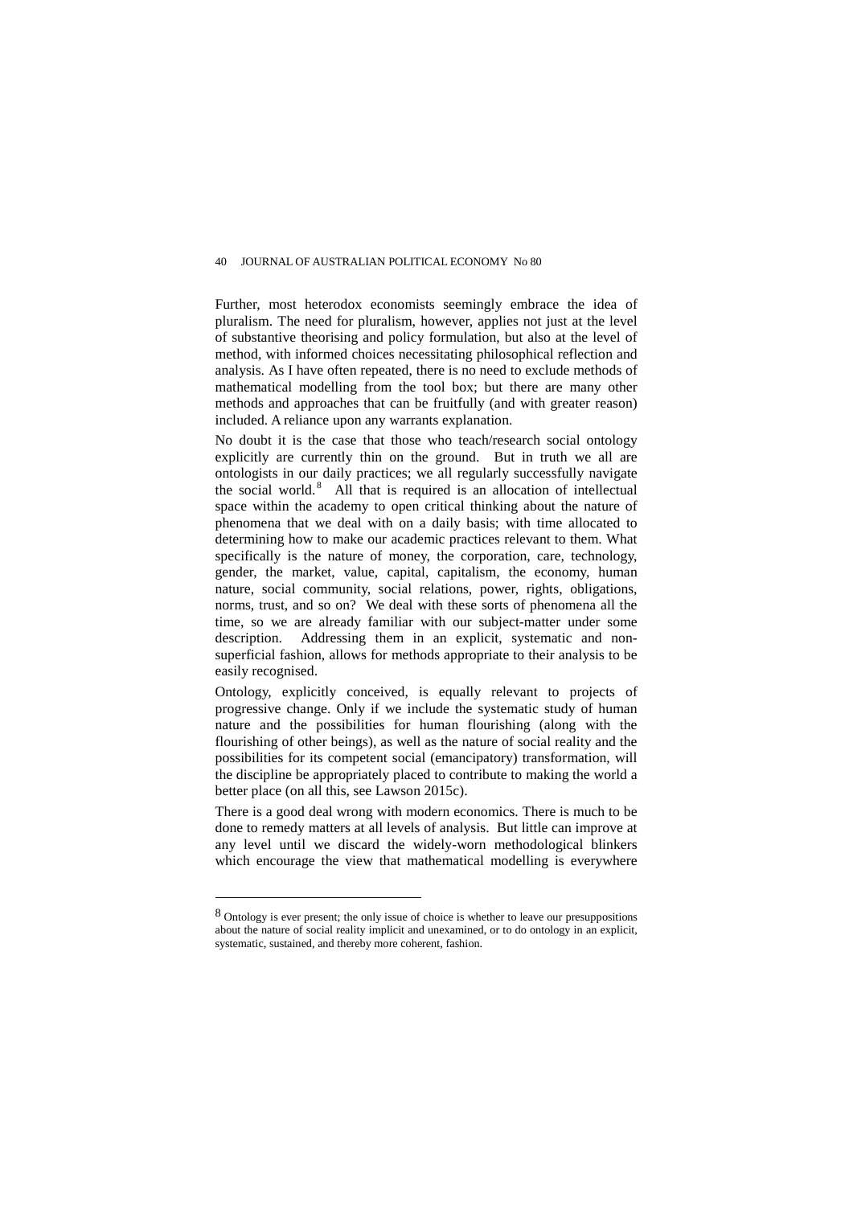Further, most heterodox economists seemingly embrace the idea of pluralism. The need for pluralism, however, applies not just at the level of substantive theorising and policy formulation, but also at the level of method, with informed choices necessitating philosophical reflection and analysis. As I have often repeated, there is no need to exclude methods of mathematical modelling from the tool box; but there are many other methods and approaches that can be fruitfully (and with greater reason) included. A reliance upon any warrants explanation.

No doubt it is the case that those who teach/research social ontology explicitly are currently thin on the ground. But in truth we all are ontologists in our daily practices; we all regularly successfully navigate the social world.[8] All that is required is an allocation of intellectual space within the academy to open critical thinking about the nature of phenomena that we deal with on a daily basis; with time allocated to determining how to make our academic practices relevant to them. What specifically is the nature of money, the corporation, care, technology, gender, the market, value, capital, capitalism, the economy, human nature, social community, social relations, power, rights, obligations, norms, trust, and so on? We deal with these sorts of phenomena all the time, so we are already familiar with our subject-matter under some description. Addressing them in an explicit, systematic and non-superficial fashion, allows for methods appropriate to their analysis to be easily recognised.

Ontology, explicitly conceived, is equally relevant to projects of progressive change. Only if we include the systematic study of human nature and the possibilities for human flourishing (along with the flourishing of other beings), as well as the nature of social reality and the possibilities for its competent social (emancipatory) transformation, will the discipline be appropriately placed to contribute to making the world a better place (on all this, see Lawson 2015c).

There is a good deal wrong with modern economics. There is much to be done to remedy matters at all levels of analysis. But little can improve at any level until we discard the widely-worn methodological blinkers which encourage the view that mathematical modelling is everywhere

---

[8] Ontology is ever present; the only issue of choice is whether to leave our presuppositions about the nature of social reality implicit and unexamined, or to do ontology in an explicit, systematic, sustained, and thereby more coherent, fashion.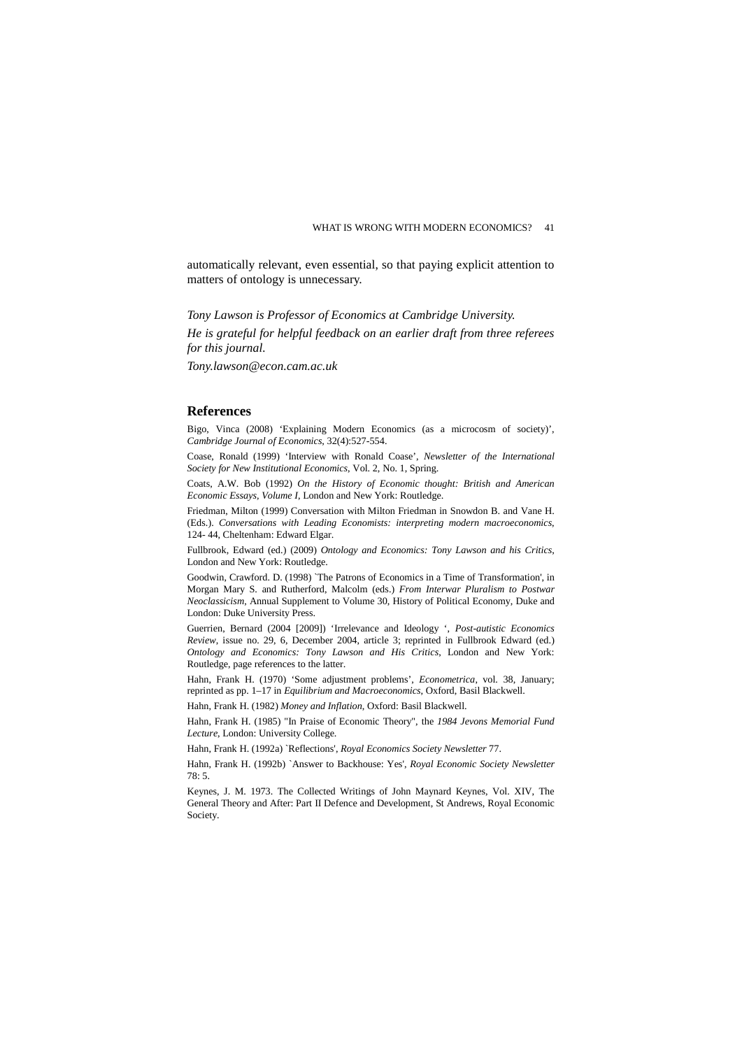automatically relevant, even essential, so that paying explicit attention to matters of ontology is unnecessary.

*Tony Lawson is Professor of Economics at Cambridge University.*

*He is grateful for helpful feedback on an earlier draft from three referees for this journal.*

*Tony.lawson@econ.cam.ac.uk*

## References

Bigo, Vinca (2008) 'Explaining Modern Economics (as a microcosm of society)', *Cambridge Journal of Economics*, 32(4):527-554.

Coase, Ronald (1999) 'Interview with Ronald Coase', *Newsletter of the International Society for New Institutional Economics*, Vol. 2, No. 1, Spring.

Coats, A.W. Bob (1992) *On the History of Economic thought: British and American Economic Essays, Volume I*, London and New York: Routledge.

Friedman, Milton (1999) Conversation with Milton Friedman in Snowdon B. and Vane H. (Eds.). *Conversations with Leading Economists: interpreting modern macroeconomics*, 124- 44, Cheltenham: Edward Elgar.

Fullbrook, Edward (ed.) (2009) *Ontology and Economics: Tony Lawson and his Critics*, London and New York: Routledge.

Goodwin, Crawford. D. (1998) `The Patrons of Economics in a Time of Transformation', in Morgan Mary S. and Rutherford, Malcolm (eds.) *From Interwar Pluralism to Postwar Neoclassicism*, Annual Supplement to Volume 30, History of Political Economy, Duke and London: Duke University Press.

Guerrien, Bernard (2004 [2009]) 'Irrelevance and Ideology ', *Post-autistic Economics Review*, issue no. 29, 6, December 2004, article 3; reprinted in Fullbrook Edward (ed.) *Ontology and Economics: Tony Lawson and His Critics*, London and New York: Routledge, page references to the latter.

Hahn, Frank H. (1970) 'Some adjustment problems', *Econometrica*, vol. 38, January; reprinted as pp. 1–17 in *Equilibrium and Macroeconomics*, Oxford, Basil Blackwell.

Hahn, Frank H. (1982) *Money and Inflation*, Oxford: Basil Blackwell.

Hahn, Frank H. (1985) "In Praise of Economic Theory", the *1984 Jevons Memorial Fund Lecture*, London: University College.

Hahn, Frank H. (1992a) `Reflections', *Royal Economics Society Newsletter* 77.

Hahn, Frank H. (1992b) `Answer to Backhouse: Yes', *Royal Economic Society Newsletter* 78: 5.

Keynes, J. M. 1973. The Collected Writings of John Maynard Keynes, Vol. XIV, The General Theory and After: Part II Defence and Development, St Andrews, Royal Economic Society.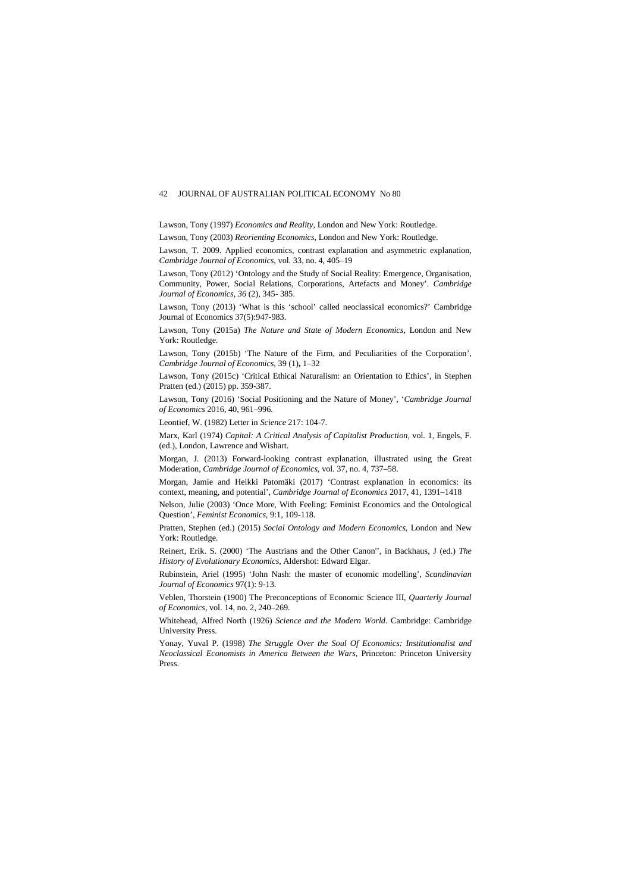Lawson, Tony (1997) *Economics and Reality*, London and New York: Routledge.

Lawson, Tony (2003) *Reorienting Economics*, London and New York: Routledge.

Lawson, T. 2009. Applied economics, contrast explanation and asymmetric explanation, *Cambridge Journal of Economics*, vol. 33, no. 4, 405–19

Lawson, Tony (2012) 'Ontology and the Study of Social Reality: Emergence, Organisation, Community, Power, Social Relations, Corporations, Artefacts and Money'. *Cambridge Journal of Economics, 36* (2), 345- 385.

Lawson, Tony (2013) 'What is this 'school' called neoclassical economics?' Cambridge Journal of Economics 37(5):947-983.

Lawson, Tony (2015a) *The Nature and State of Modern Economics*, London and New York: Routledge.

Lawson, Tony (2015b) 'The Nature of the Firm, and Peculiarities of the Corporation', *Cambridge Journal of Economics*, 39 (1)**,** 1–32

Lawson, Tony (2015c) 'Critical Ethical Naturalism: an Orientation to Ethics', in Stephen Pratten (ed.) (2015) pp. 359-387.

Lawson, Tony (2016) 'Social Positioning and the Nature of Money', '*Cambridge Journal of Economics* 2016, 40, 961–996.

Leontief, W. (1982) Letter in *Science* 217: 104-7.

Marx, Karl (1974) *Capital: A Critical Analysis of Capitalist Production*, vol. 1, Engels, F. (ed.), London, Lawrence and Wishart.

Morgan, J. (2013) Forward-looking contrast explanation, illustrated using the Great Moderation, *Cambridge Journal of Economics*, vol. 37, no. 4, 737–58.

Morgan, Jamie and Heikki Patomäki (2017) 'Contrast explanation in economics: its context, meaning, and potential', *Cambridge Journal of Economics* 2017, 41, 1391–1418

Nelson, Julie (2003) 'Once More, With Feeling: Feminist Economics and the Ontological Question', *Feminist Economics*, 9:1, 109-118.

Pratten, Stephen (ed.) (2015) *Social Ontology and Modern Economics*, London and New York: Routledge.

Reinert, Erik. S. (2000) 'The Austrians and the Other Canon'', in Backhaus, J (ed.) *The History of Evolutionary Economics*, Aldershot: Edward Elgar.

Rubinstein, Ariel (1995) 'John Nash: the master of economic modelling', *Scandinavian Journal of Economics* 97(1): 9-13.

Veblen, Thorstein (1900) The Preconceptions of Economic Science III, *Quarterly Journal of Economics*, vol. 14, no. 2, 240–269.

Whitehead, Alfred North (1926) *Science and the Modern World*. Cambridge: Cambridge University Press.

Yonay, Yuval P. (1998) *The Struggle Over the Soul Of Economics: Institutionalist and Neoclassical Economists in America Between the Wars*, Princeton: Princeton University Press.